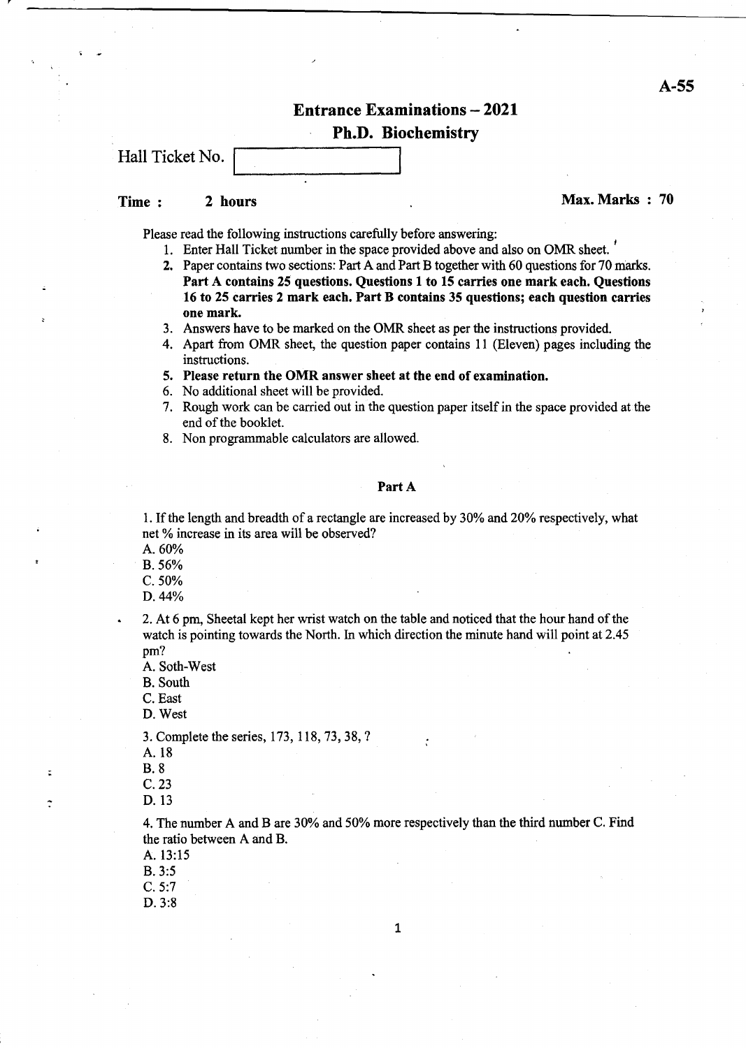A-55

# Entrance Examinations – 2021

## Ph.D. Biochemistry

Hall Ticket No.

**Time : 2 hours** **Max. Marks : 70**

Please read the following instructions carefully before answering:

1. Enter Hall Ticket number in the space provided above and also on OMR sheet.
2. Paper contains two sections: Part A and Part B together with 60 questions for 70 marks. **Part A contains 25 questions. Questions 1 to 15 carries one mark each. Questions 16 to 25 carries 2 mark each. Part B contains 35 questions; each question carries one mark.**
3. Answers have to be marked on the OMR sheet as per the instructions provided.
4. Apart from OMR sheet, the question paper contains 11 (Eleven) pages including the instructions.
5. **Please return the OMR answer sheet at the end of examination.**
6. No additional sheet will be provided.
7. Rough work can be carried out in the question paper itself in the space provided at the end of the booklet.
8. Non programmable calculators are allowed.

### Part A

1. If the length and breadth of a rectangle are increased by 30% and 20% respectively, what net % increase in its area will be observed?
A. 60%
B. 56%
C. 50%
D. 44%

2. At 6 pm, Sheetal kept her wrist watch on the table and noticed that the hour hand of the watch is pointing towards the North. In which direction the minute hand will point at 2.45 pm?
A. Soth-West
B. South
C. East
D. West

3. Complete the series, 173, 118, 73, 38, ?
A. 18
B. 8
C. 23
D. 13

4. The number A and B are 30% and 50% more respectively than the third number C. Find the ratio between A and B.
A. 13:15
B. 3:5
C. 5:7
D. 3:8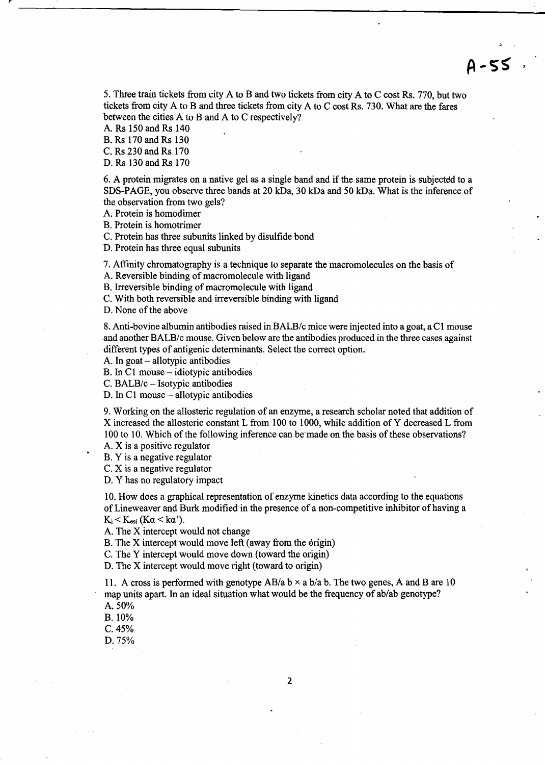A-55

5. Three train tickets from city A to B and two tickets from city A to C cost Rs. 770, but two tickets from city A to B and three tickets from city A to C cost Rs. 730. What are the fares between the cities A to B and A to C respectively?

A. Rs 150 and Rs 140

B. Rs 170 and Rs 130

C. Rs 230 and Rs 170

D. Rs 130 and Rs 170

6. A protein migrates on a native gel as a single band and if the same protein is subjected to a SDS-PAGE, you observe three bands at 20 kDa, 30 kDa and 50 kDa. What is the inference of the observation from two gels?

A. Protein is homodimer

B. Protein is homotrimer

C. Protein has three subunits linked by disulfide bond

D. Protein has three equal subunits

7. Affinity chromatography is a technique to separate the macromolecules on the basis of

A. Reversible binding of macromolecule with ligand

B. Irreversible binding of macromolecule with ligand

C. With both reversible and irreversible binding with ligand

D. None of the above

8. Anti-bovine albumin antibodies raised in BALB/c mice were injected into a goat, a C1 mouse and another BALB/c mouse. Given below are the antibodies produced in the three cases against different types of antigenic determinants. Select the correct option.

A. In goat – allotypic antibodies

B. In C1 mouse – idiotypic antibodies

C. BALB/c – Isotypic antibodies

D. In C1 mouse – allotypic antibodies

9. Working on the allosteric regulation of an enzyme, a research scholar noted that addition of X increased the allosteric constant L from 100 to 1000, while addition of Y decreased L from 100 to 10. Which of the following inference can be made on the basis of these observations?

A. X is a positive regulator

B. Y is a negative regulator

C. X is a negative regulator

D. Y has no regulatory impact

10. How does a graphical representation of enzyme kinetics data according to the equations of Lineweaver and Burk modified in the presence of a non-competitive inhibitor of having a $K_i < K_{esi}$ ($K\alpha < k\alpha'$).

A. The X intercept would not change

B. The X intercept would move left (away from the origin)

C. The Y intercept would move down (toward the origin)

D. The X intercept would move right (toward to origin)

11. A cross is performed with genotype AB/a b × a b/a b. The two genes, A and B are 10 map units apart. In an ideal situation what would be the frequency of ab/ab genotype?

A. 50%

B. 10%

C. 45%

D. 75%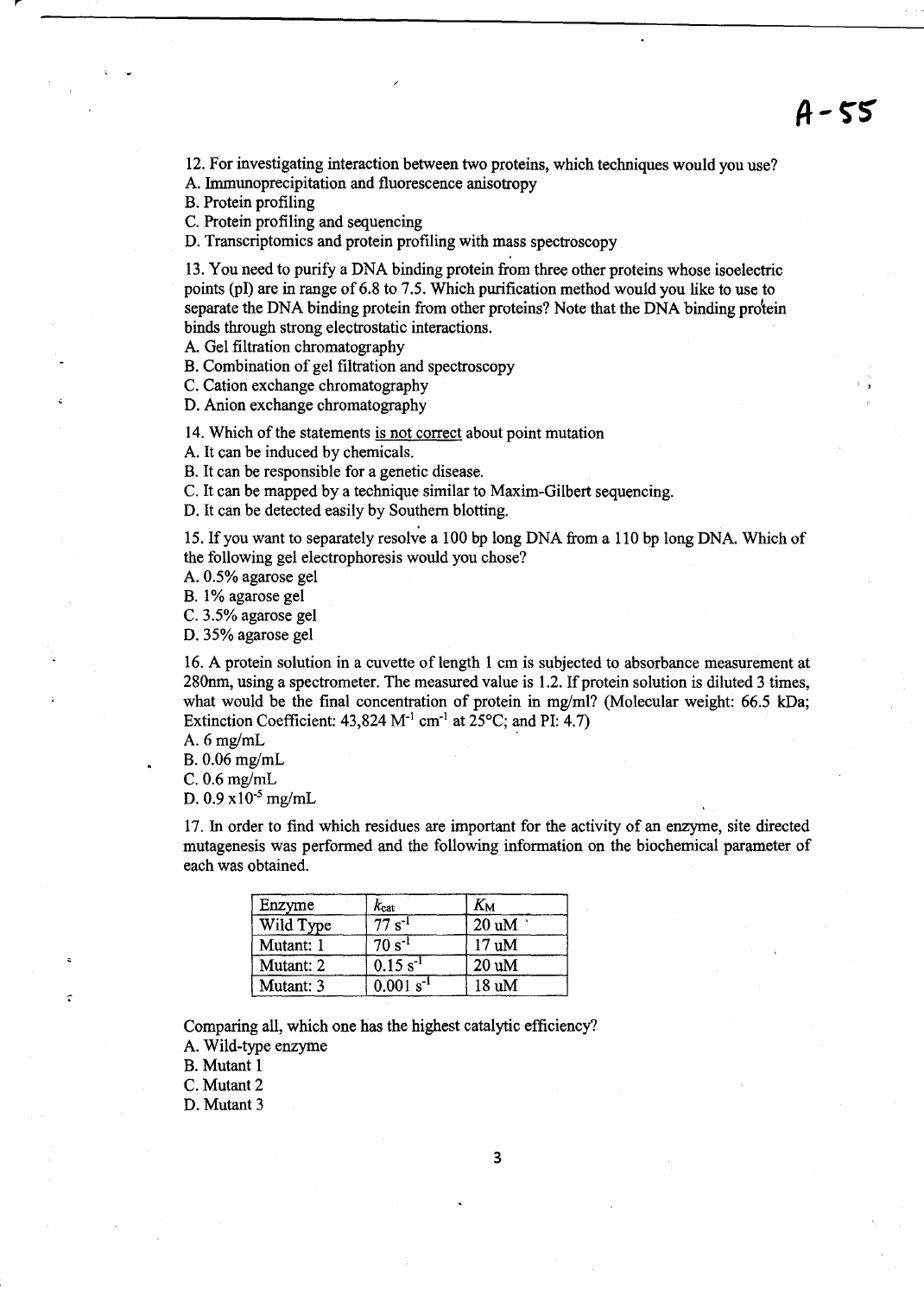A-55

12. For investigating interaction between two proteins, which techniques would you use?
A. Immunoprecipitation and fluorescence anisotropy
B. Protein profiling
C. Protein profiling and sequencing
D. Transcriptomics and protein profiling with mass spectroscopy

13. You need to purify a DNA binding protein from three other proteins whose isoelectric points (pI) are in range of 6.8 to 7.5. Which purification method would you like to use to separate the DNA binding protein from other proteins? Note that the DNA binding protein binds through strong electrostatic interactions.
A. Gel filtration chromatography
B. Combination of gel filtration and spectroscopy
C. Cation exchange chromatography
D. Anion exchange chromatography

14. Which of the statements <u>is not correct</u> about point mutation
A. It can be induced by chemicals.
B. It can be responsible for a genetic disease.
C. It can be mapped by a technique similar to Maxim-Gilbert sequencing.
D. It can be detected easily by Southern blotting.

15. If you want to separately resolve a 100 bp long DNA from a 110 bp long DNA. Which of the following gel electrophoresis would you chose?
A. 0.5% agarose gel
B. 1% agarose gel
C. 3.5% agarose gel
D. 35% agarose gel

16. A protein solution in a cuvette of length 1 cm is subjected to absorbance measurement at 280nm, using a spectrometer. The measured value is 1.2. If protein solution is diluted 3 times, what would be the final concentration of protein in mg/ml? (Molecular weight: 66.5 kDa; Extinction Coefficient: 43,824 $M^{-1}$ $cm^{-1}$ at 25°C; and PI: 4.7)
A. 6 mg/mL
B. 0.06 mg/mL
C. 0.6 mg/mL
D. 0.9 x$10^{-5}$ mg/mL

17. In order to find which residues are important for the activity of an enzyme, site directed mutagenesis was performed and the following information on the biochemical parameter of each was obtained.

| Enzyme | $k_{cat}$ | $K_M$ |
|---|---|---|
| Wild Type | 77 $s^{-1}$ | 20 uM |
| Mutant: 1 | 70 $s^{-1}$ | 17 uM |
| Mutant: 2 | 0.15 $s^{-1}$ | 20 uM |
| Mutant: 3 | 0.001 $s^{-1}$ | 18 uM |

Comparing all, which one has the highest catalytic efficiency?
A. Wild-type enzyme
B. Mutant 1
C. Mutant 2
D. Mutant 3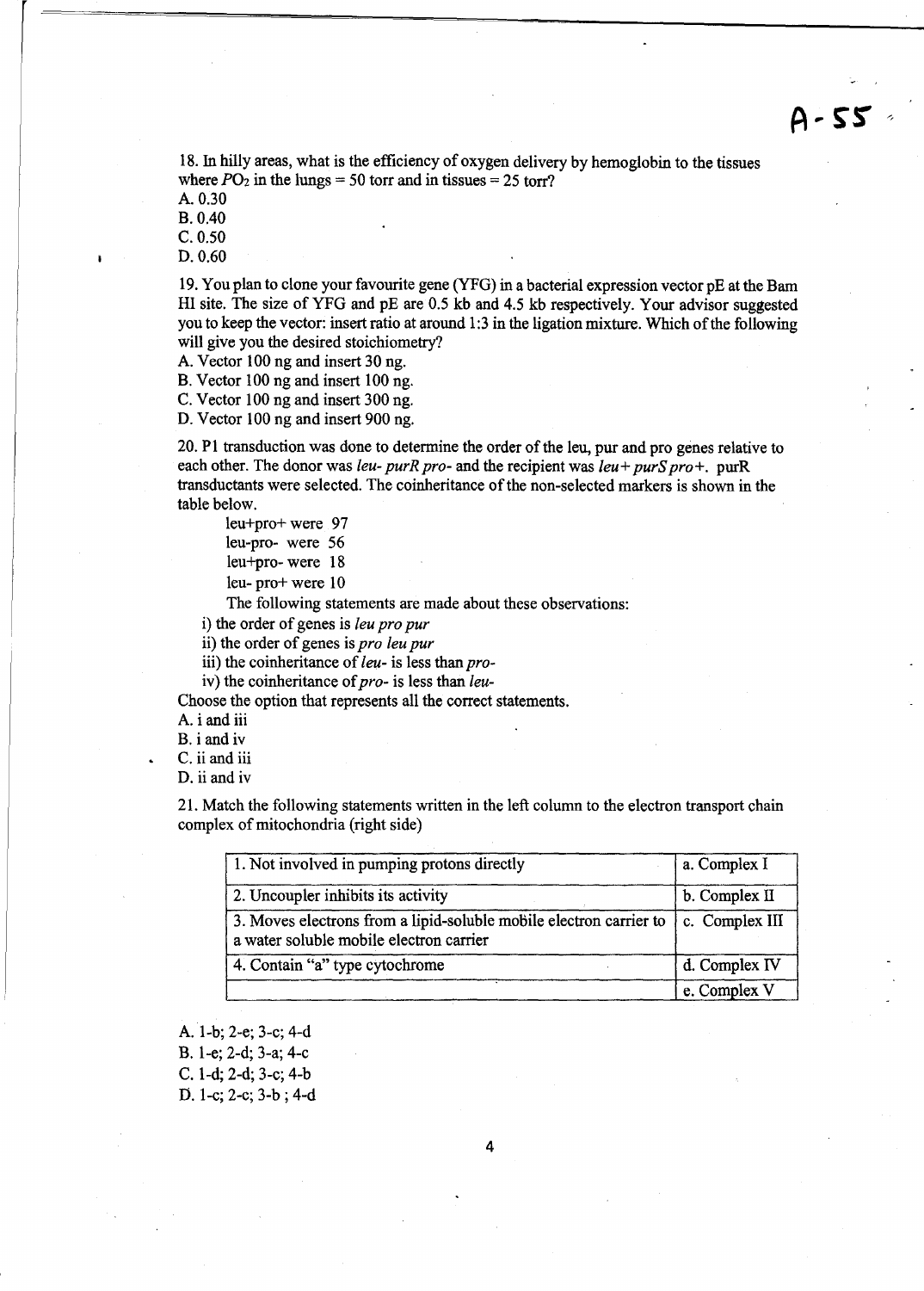A-55

18. In hilly areas, what is the efficiency of oxygen delivery by hemoglobin to the tissues where $PO_2$ in the lungs = 50 torr and in tissues = 25 torr?

A. 0.30
B. 0.40
C. 0.50
D. 0.60

19. You plan to clone your favourite gene (YFG) in a bacterial expression vector pE at the Bam HI site. The size of YFG and pE are 0.5 kb and 4.5 kb respectively. Your advisor suggested you to keep the vector: insert ratio at around 1:3 in the ligation mixture. Which of the following will give you the desired stoichiometry?

A. Vector 100 ng and insert 30 ng.
B. Vector 100 ng and insert 100 ng.
C. Vector 100 ng and insert 300 ng.
D. Vector 100 ng and insert 900 ng.

20. P1 transduction was done to determine the order of the leu, pur and pro genes relative to each other. The donor was *leu- purR pro-* and the recipient was *leu+ purS pro+*. purR transductants were selected. The coinheritance of the non-selected markers is shown in the table below.

leu+pro+ were 97
leu-pro- were 56
leu+pro- were 18
leu- pro+ were 10

The following statements are made about these observations:

i) the order of genes is *leu pro pur*
ii) the order of genes is *pro leu pur*
iii) the coinheritance of *leu-* is less than *pro-*
iv) the coinheritance of *pro-* is less than *leu-*

Choose the option that represents all the correct statements.

A. i and iii
B. i and iv
C. ii and iii
D. ii and iv

21. Match the following statements written in the left column to the electron transport chain complex of mitochondria (right side)

| | |
|---|---|
| 1. Not involved in pumping protons directly | a. Complex I |
| 2. Uncoupler inhibits its activity | b. Complex II |
| 3. Moves electrons from a lipid-soluble mobile electron carrier to a water soluble mobile electron carrier | c. Complex III |
| 4. Contain "a" type cytochrome | d. Complex IV |
| | e. Complex V |

A. 1-b; 2-e; 3-c; 4-d
B. 1-e; 2-d; 3-a; 4-c
C. 1-d; 2-d; 3-c; 4-b
D. 1-c; 2-c; 3-b ; 4-d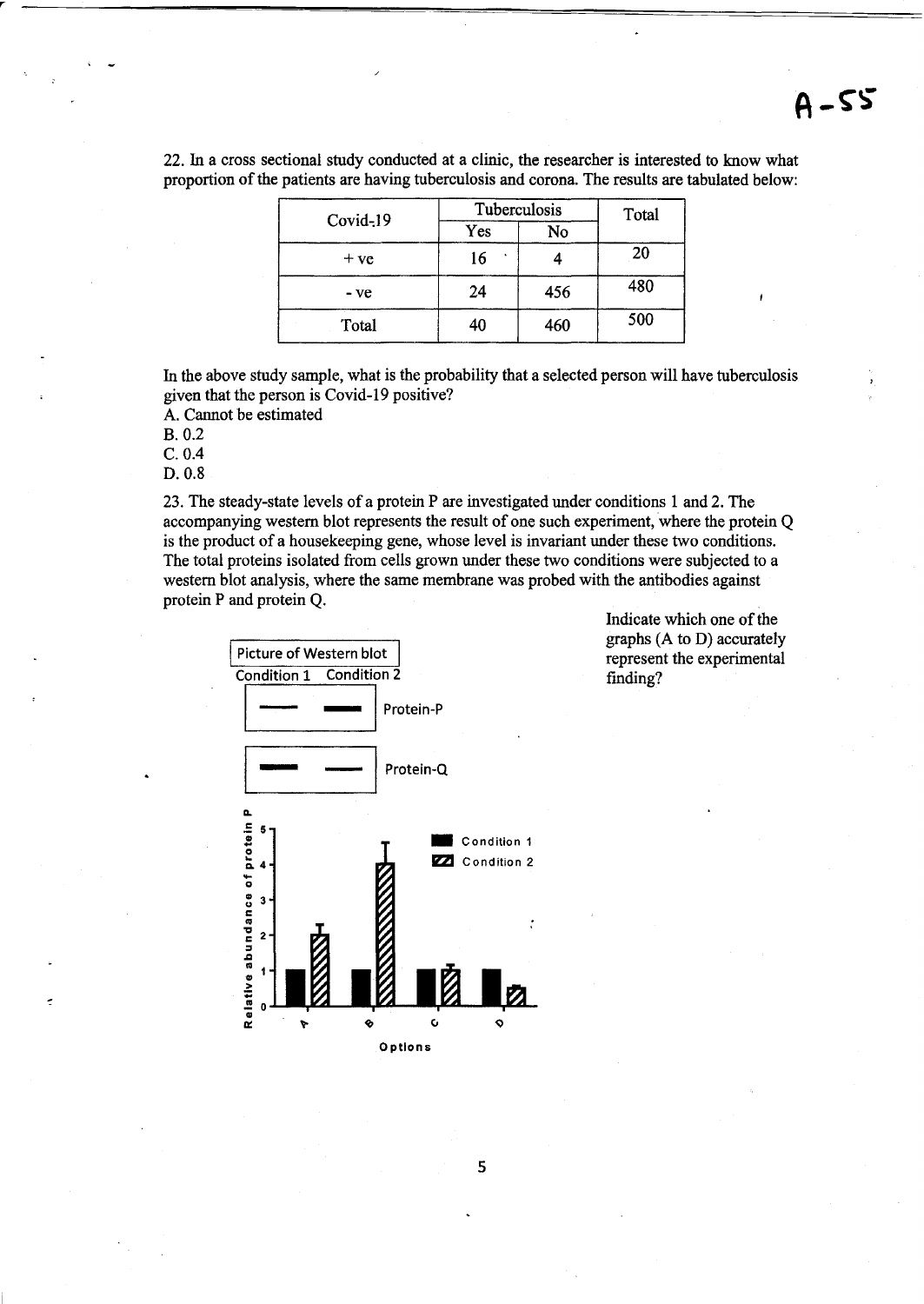22. In a cross sectional study conducted at a clinic, the researcher is interested to know what proportion of the patients are having tuberculosis and corona. The results are tabulated below:

| Covid-19 | Tuberculosis | | Total |
|---|---|---|---|
| | Yes | No | |
| + ve | 16 | 4 | 20 |
| - ve | 24 | 456 | 480 |
| Total | 40 | 460 | 500 |

In the above study sample, what is the probability that a selected person will have tuberculosis given that the person is Covid-19 positive?

A. Cannot be estimated
B. 0.2
C. 0.4
D. 0.8

23. The steady-state levels of a protein P are investigated under conditions 1 and 2. The accompanying western blot represents the result of one such experiment, where the protein Q is the product of a housekeeping gene, whose level is invariant under these two conditions. The total proteins isolated from cells grown under these two conditions were subjected to a western blot analysis, where the same membrane was probed with the antibodies against protein P and protein Q.

Picture of Western blot

Condition 1 Condition 2

Protein-P

Protein-Q

Relative abundance of protein P

Condition 1

Condition 2

Options

Indicate which one of the graphs (A to D) accurately represent the experimental finding?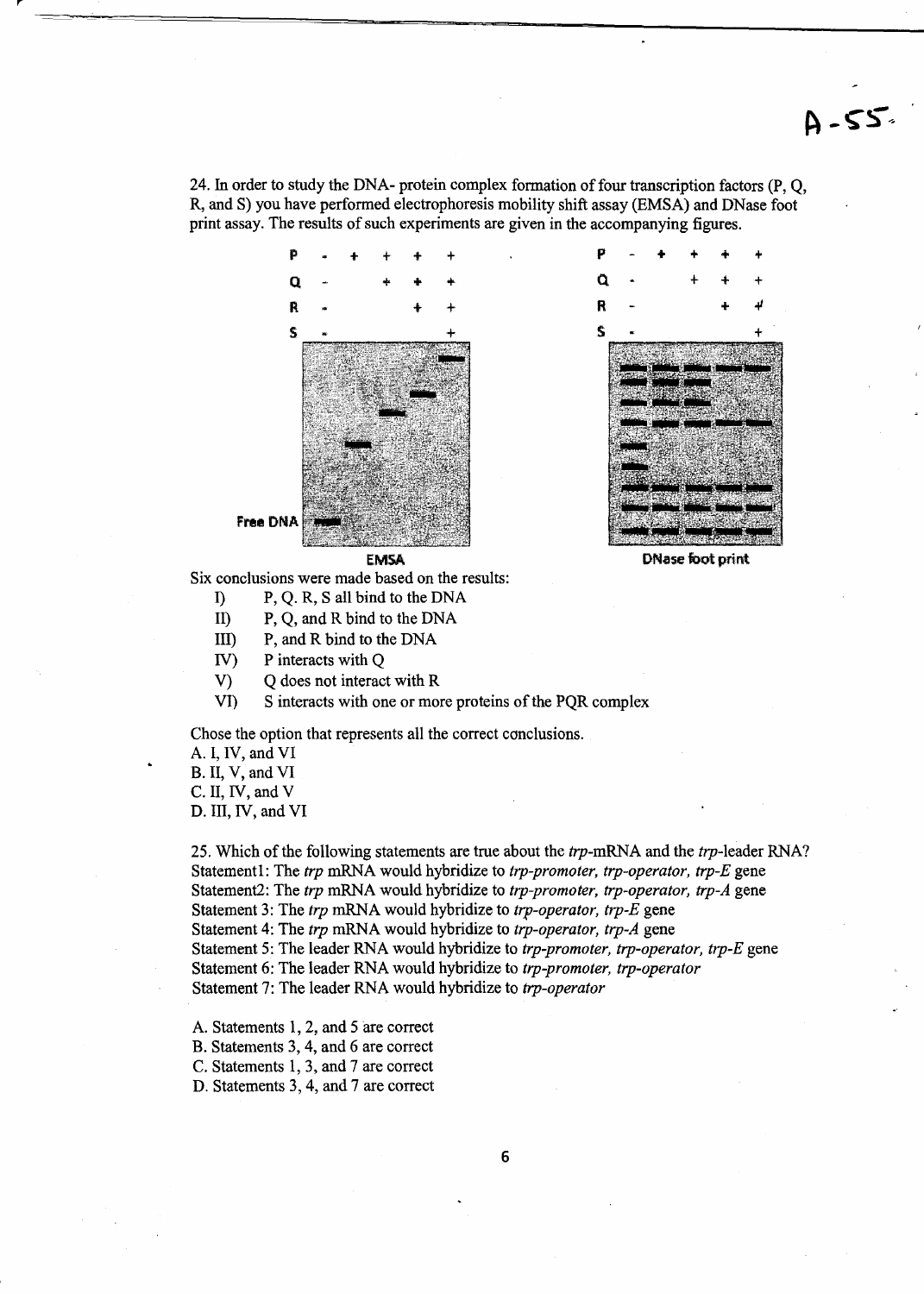24. In order to study the DNA- protein complex formation of four transcription factors (P, Q, R, and S) you have performed electrophoresis mobility shift assay (EMSA) and DNase foot print assay. The results of such experiments are given in the accompanying figures.

| | | | | | |
|---|---|---|---|---|---|
| P | - | + | + | + | + |
| Q | - | | + | + | + |
| R | - | | | + | + |
| S | - | | | | + |

Free DNA

EMSA

| | | | | | |
|---|---|---|---|---|---|
| P | - | + | + | + | + |
| Q | - | | + | + | + |
| R | - | | | + | + |
| S | - | | | | + |

DNase foot print

Six conclusions were made based on the results:

I) P, Q. R, S all bind to the DNA
II) P, Q, and R bind to the DNA
III) P, and R bind to the DNA
IV) P interacts with Q
V) Q does not interact with R
VI) S interacts with one or more proteins of the PQR complex

Chose the option that represents all the correct conclusions.

A. I, IV, and VI
B. II, V, and VI
C. II, IV, and V
D. III, IV, and VI

25. Which of the following statements are true about the *trp*-mRNA and the *trp*-leader RNA?

Statement1: The *trp* mRNA would hybridize to *trp-promoter, trp-operator, trp-E* gene
Statement2: The *trp* mRNA would hybridize to *trp-promoter, trp-operator, trp-A* gene
Statement 3: The *trp* mRNA would hybridize to *trp-operator, trp-E* gene
Statement 4: The *trp* mRNA would hybridize to *trp-operator, trp-A* gene
Statement 5: The leader RNA would hybridize to *trp-promoter, trp-operator, trp-E* gene
Statement 6: The leader RNA would hybridize to *trp-promoter, trp-operator*
Statement 7: The leader RNA would hybridize to *trp-operator*

A. Statements 1, 2, and 5 are correct
B. Statements 3, 4, and 6 are correct
C. Statements 1, 3, and 7 are correct
D. Statements 3, 4, and 7 are correct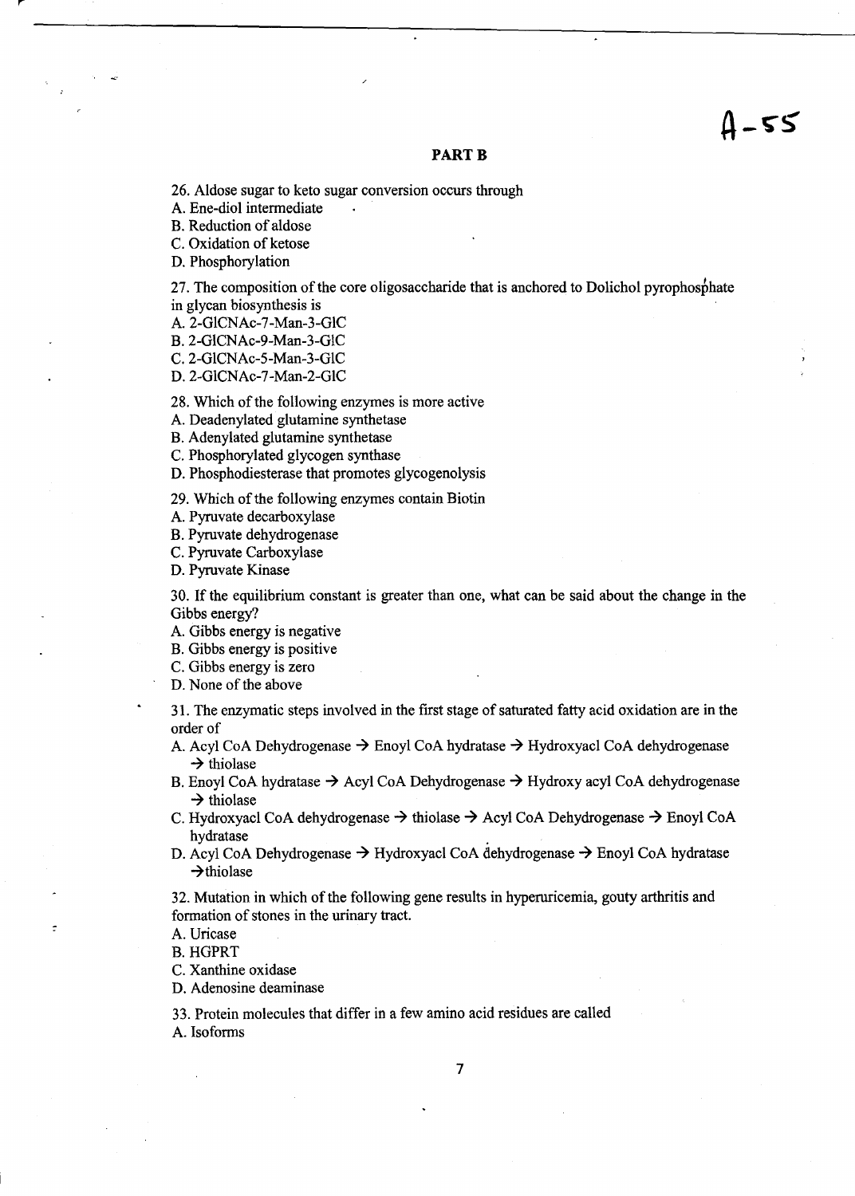A-55

## PART B

26. Aldose sugar to keto sugar conversion occurs through

A. Ene-diol intermediate
B. Reduction of aldose
C. Oxidation of ketose
D. Phosphorylation

27. The composition of the core oligosaccharide that is anchored to Dolichol pyrophosphate in glycan biosynthesis is

A. 2-GlCNAc-7-Man-3-GlC
B. 2-GlCNAc-9-Man-3-GlC
C. 2-GlCNAc-5-Man-3-GlC
D. 2-GlCNAc-7-Man-2-GlC

28. Which of the following enzymes is more active

A. Deadenylated glutamine synthetase
B. Adenylated glutamine synthetase
C. Phosphorylated glycogen synthase
D. Phosphodiesterase that promotes glycogenolysis

29. Which of the following enzymes contain Biotin

A. Pyruvate decarboxylase
B. Pyruvate dehydrogenase
C. Pyruvate Carboxylase
D. Pyruvate Kinase

30. If the equilibrium constant is greater than one, what can be said about the change in the Gibbs energy?

A. Gibbs energy is negative
B. Gibbs energy is positive
C. Gibbs energy is zero
D. None of the above

31. The enzymatic steps involved in the first stage of saturated fatty acid oxidation are in the order of

A. Acyl CoA Dehydrogenase → Enoyl CoA hydratase → Hydroxyacl CoA dehydrogenase → thiolase
B. Enoyl CoA hydratase → Acyl CoA Dehydrogenase → Hydroxy acyl CoA dehydrogenase → thiolase
C. Hydroxyacl CoA dehydrogenase → thiolase → Acyl CoA Dehydrogenase → Enoyl CoA hydratase
D. Acyl CoA Dehydrogenase → Hydroxyacl CoA dehydrogenase → Enoyl CoA hydratase → thiolase

32. Mutation in which of the following gene results in hyperuricemia, gouty arthritis and formation of stones in the urinary tract.

A. Uricase
B. HGPRT
C. Xanthine oxidase
D. Adenosine deaminase

33. Protein molecules that differ in a few amino acid residues are called

A. Isoforms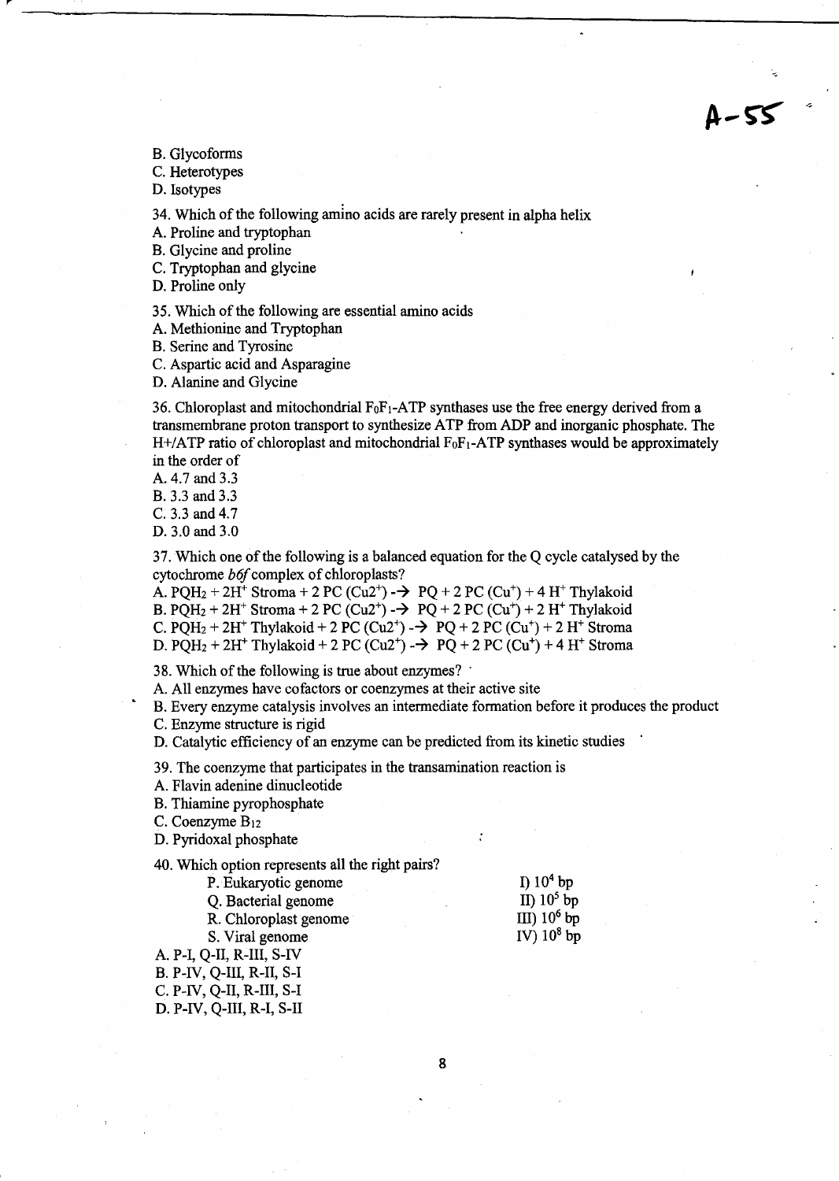B. Glycoforms
C. Heterotypes
D. Isotypes

34. Which of the following amino acids are rarely present in alpha helix
A. Proline and tryptophan
B. Glycine and proline
C. Tryptophan and glycine
D. Proline only

35. Which of the following are essential amino acids
A. Methionine and Tryptophan
B. Serine and Tyrosine
C. Aspartic acid and Asparagine
D. Alanine and Glycine

36. Chloroplast and mitochondrial $F_0F_1$-ATP synthases use the free energy derived from a transmembrane proton transport to synthesize ATP from ADP and inorganic phosphate. The H+/ATP ratio of chloroplast and mitochondrial $F_0F_1$-ATP synthases would be approximately in the order of
A. 4.7 and 3.3
B. 3.3 and 3.3
C. 3.3 and 4.7
D. 3.0 and 3.0

37. Which one of the following is a balanced equation for the Q cycle catalysed by the cytochrome *b6f* complex of chloroplasts?
A. $PQH_2 + 2H^+$ Stroma + 2 PC ($Cu2^+$) → PQ + 2 PC ($Cu^+$) + 4 $H^+$ Thylakoid
B. $PQH_2 + 2H^+$ Stroma + 2 PC ($Cu2^+$) → PQ + 2 PC ($Cu^+$) + 2 $H^+$ Thylakoid
C. $PQH_2 + 2H^+$ Thylakoid + 2 PC ($Cu2^+$) → PQ + 2 PC ($Cu^+$) + 2 $H^+$ Stroma
D. $PQH_2 + 2H^+$ Thylakoid + 2 PC ($Cu2^+$) → PQ + 2 PC ($Cu^+$) + 4 $H^+$ Stroma

38. Which of the following is true about enzymes?
A. All enzymes have cofactors or coenzymes at their active site
B. Every enzyme catalysis involves an intermediate formation before it produces the product
C. Enzyme structure is rigid
D. Catalytic efficiency of an enzyme can be predicted from its kinetic studies

39. The coenzyme that participates in the transamination reaction is
A. Flavin adenine dinucleotide
B. Thiamine pyrophosphate
C. Coenzyme $B_{12}$
D. Pyridoxal phosphate

40. Which option represents all the right pairs?

| | |
|---|---|
| P. Eukaryotic genome | I) $10^4$ bp |
| Q. Bacterial genome | II) $10^5$ bp |
| R. Chloroplast genome | III) $10^6$ bp |
| S. Viral genome | IV) $10^8$ bp |

A. P-I, Q-II, R-III, S-IV
B. P-IV, Q-III, R-II, S-I
C. P-IV, Q-II, R-III, S-I
D. P-IV, Q-III, R-I, S-II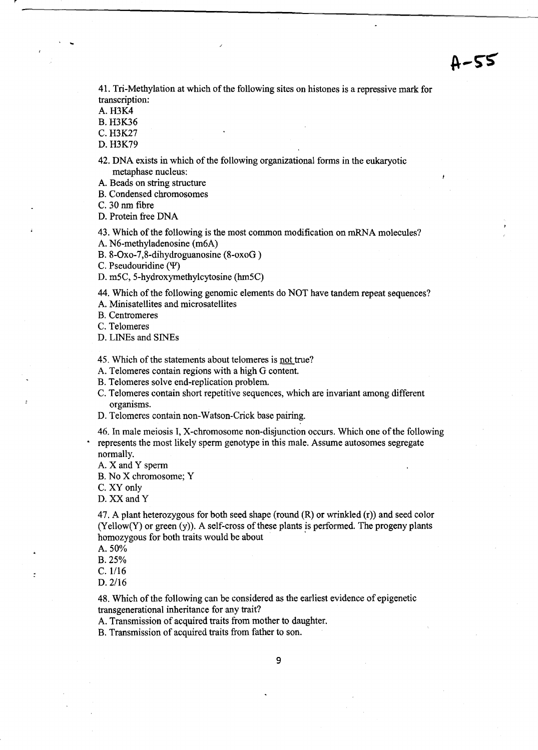A-55

41. Tri-Methylation at which of the following sites on histones is a repressive mark for transcription:
A. H3K4
B. H3K36
C. H3K27
D. H3K79

42. DNA exists in which of the following organizational forms in the eukaryotic metaphase nucleus:
A. Beads on string structure
B. Condensed chromosomes
C. 30 nm fibre
D. Protein free DNA

43. Which of the following is the most common modification on mRNA molecules?
A. N6-methyladenosine (m6A)
B. 8-Oxo-7,8-dihydroguanosine (8-oxoG )
C. Pseudouridine (Ψ)
D. m5C, 5-hydroxymethylcytosine (hm5C)

44. Which of the following genomic elements do NOT have tandem repeat sequences?
A. Minisatellites and microsatellites
B. Centromeres
C. Telomeres
D. LINEs and SINEs

45. Which of the statements about telomeres is not true?
A. Telomeres contain regions with a high G content.
B. Telomeres solve end-replication problem.
C. Telomeres contain short repetitive sequences, which are invariant among different organisms.
D. Telomeres contain non-Watson-Crick base pairing.

46. In male meiosis I, X-chromosome non-disjunction occurs. Which one of the following represents the most likely sperm genotype in this male. Assume autosomes segregate normally.
A. X and Y sperm
B. No X chromosome; Y
C. XY only
D. XX and Y

47. A plant heterozygous for both seed shape (round (R) or wrinkled (r)) and seed color (Yellow(Y) or green (y)). A self-cross of these plants is performed. The progeny plants homozygous for both traits would be about
A. 50%
B. 25%
C. 1/16
D. 2/16

48. Which of the following can be considered as the earliest evidence of epigenetic transgenerational inheritance for any trait?
A. Transmission of acquired traits from mother to daughter.
B. Transmission of acquired traits from father to son.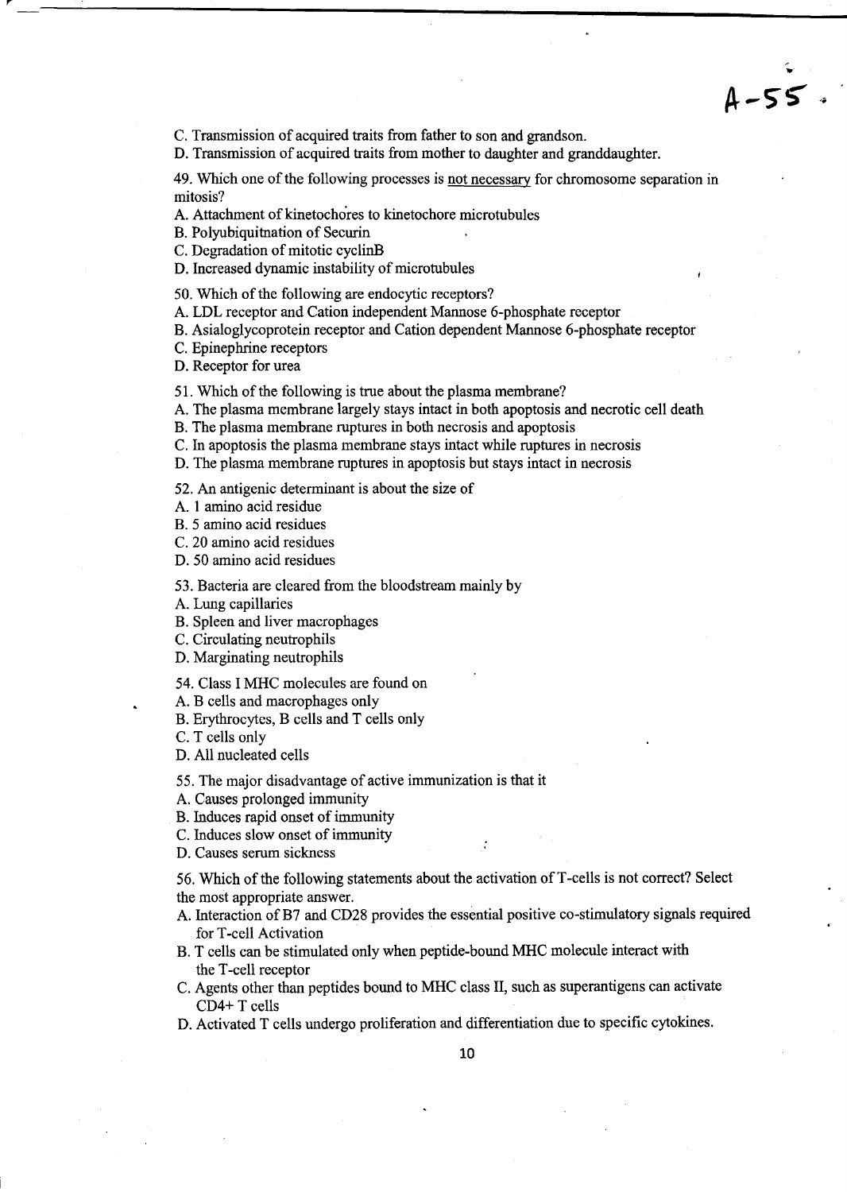C. Transmission of acquired traits from father to son and grandson.

D. Transmission of acquired traits from mother to daughter and granddaughter.

49. Which one of the following processes is <u>not necessary</u> for chromosome separation in mitosis?

A. Attachment of kinetochores to kinetochore microtubules

B. Polyubiquitnation of Securin

C. Degradation of mitotic cyclinB

D. Increased dynamic instability of microtubules

50. Which of the following are endocytic receptors?

A. LDL receptor and Cation independent Mannose 6-phosphate receptor

B. Asialoglycoprotein receptor and Cation dependent Mannose 6-phosphate receptor

C. Epinephrine receptors

D. Receptor for urea

51. Which of the following is true about the plasma membrane?

A. The plasma membrane largely stays intact in both apoptosis and necrotic cell death

B. The plasma membrane ruptures in both necrosis and apoptosis

C. In apoptosis the plasma membrane stays intact while ruptures in necrosis

D. The plasma membrane ruptures in apoptosis but stays intact in necrosis

52. An antigenic determinant is about the size of

A. 1 amino acid residue

B. 5 amino acid residues

C. 20 amino acid residues

D. 50 amino acid residues

53. Bacteria are cleared from the bloodstream mainly by

A. Lung capillaries

B. Spleen and liver macrophages

C. Circulating neutrophils

D. Marginating neutrophils

54. Class I MHC molecules are found on

A. B cells and macrophages only

B. Erythrocytes, B cells and T cells only

C. T cells only

D. All nucleated cells

55. The major disadvantage of active immunization is that it

A. Causes prolonged immunity

B. Induces rapid onset of immunity

C. Induces slow onset of immunity

D. Causes serum sickness

56. Which of the following statements about the activation of T-cells is not correct? Select the most appropriate answer.

A. Interaction of B7 and CD28 provides the essential positive co-stimulatory signals required for T-cell Activation

B. T cells can be stimulated only when peptide-bound MHC molecule interact with the T-cell receptor

C. Agents other than peptides bound to MHC class II, such as superantigens can activate CD4+ T cells

D. Activated T cells undergo proliferation and differentiation due to specific cytokines.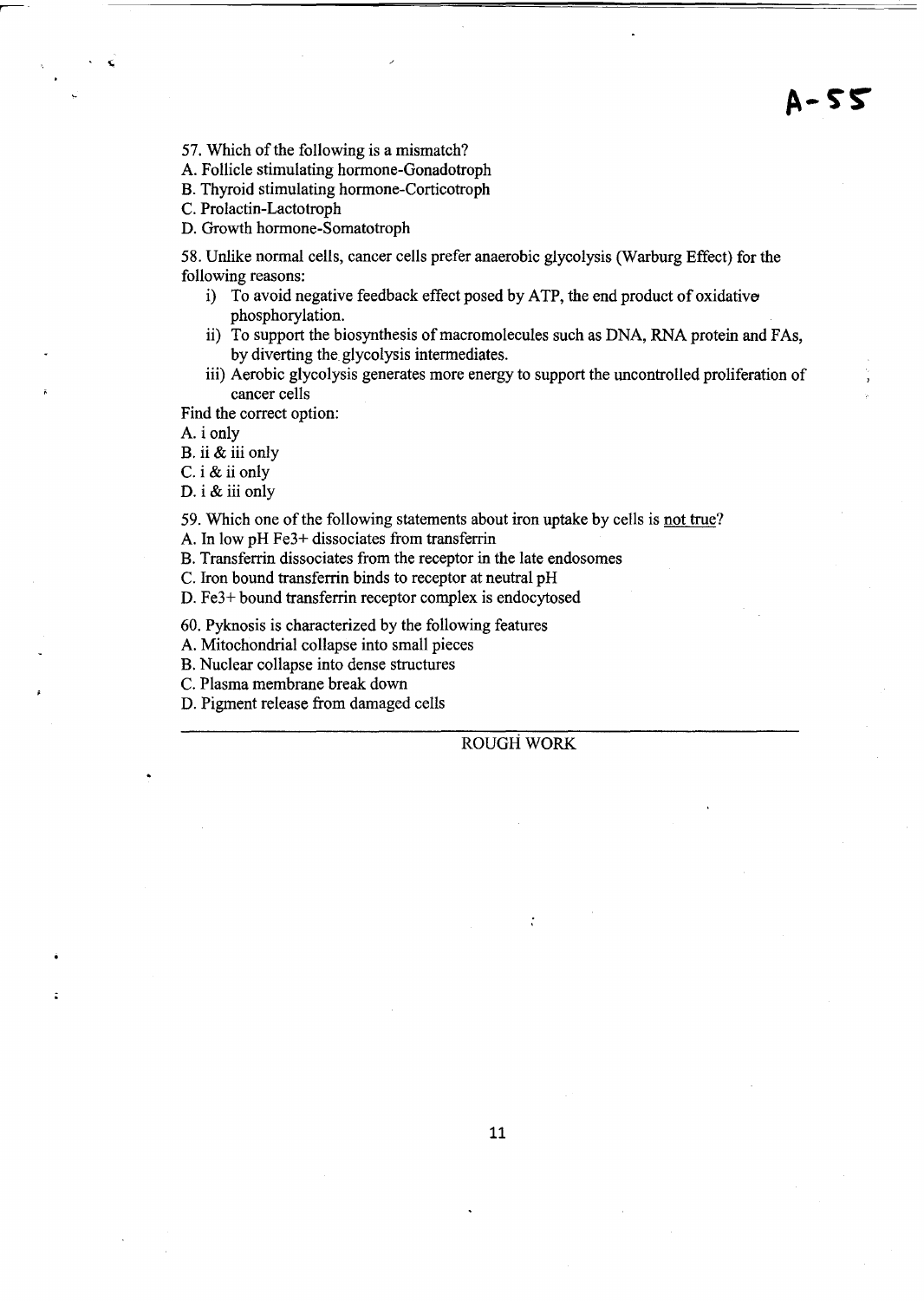57. Which of the following is a mismatch?

A. Follicle stimulating hormone-Gonadotroph

B. Thyroid stimulating hormone-Corticotroph

C. Prolactin-Lactotroph

D. Growth hormone-Somatotroph

58. Unlike normal cells, cancer cells prefer anaerobic glycolysis (Warburg Effect) for the following reasons:

i) To avoid negative feedback effect posed by ATP, the end product of oxidative phosphorylation.

ii) To support the biosynthesis of macromolecules such as DNA, RNA protein and FAs, by diverting the glycolysis intermediates.

iii) Aerobic glycolysis generates more energy to support the uncontrolled proliferation of cancer cells

Find the correct option:

A. i only

B. ii & iii only

C. i & ii only

D. i & iii only

59. Which one of the following statements about iron uptake by cells is <u>not true</u>?

A. In low pH $Fe^{3+}$ dissociates from transferrin

B. Transferrin dissociates from the receptor in the late endosomes

C. Iron bound transferrin binds to receptor at neutral pH

D. $Fe^{3+}$ bound transferrin receptor complex is endocytosed

60. Pyknosis is characterized by the following features

A. Mitochondrial collapse into small pieces

B. Nuclear collapse into dense structures

C. Plasma membrane break down

D. Pigment release from damaged cells

ROUGH WORK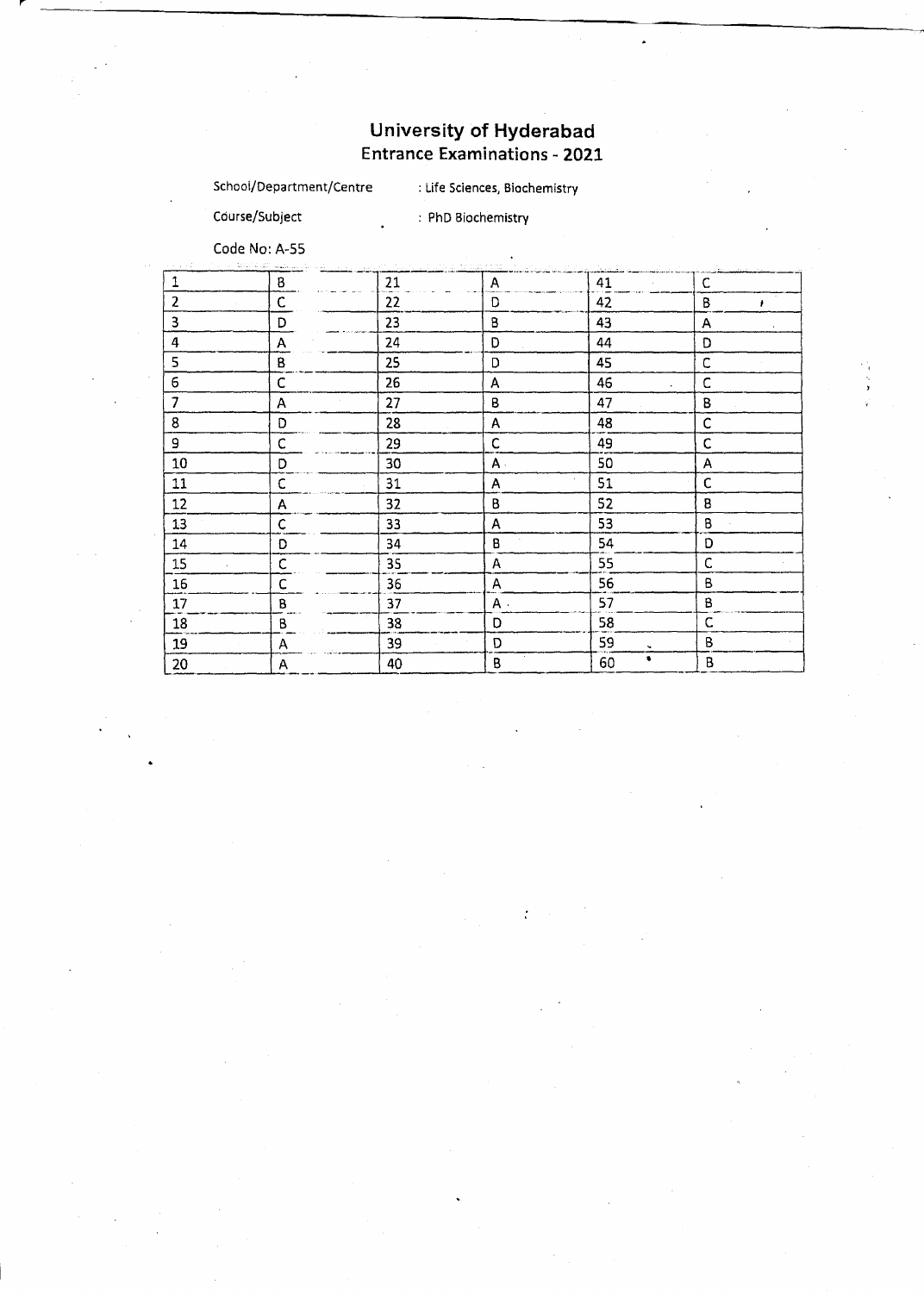## University of Hyderabad
### Entrance Examinations - 2021

School/Department/Centre : Life Sciences, Biochemistry

Course/Subject : PhD Biochemistry

Code No: A-55

| | | | | | |
|---|---|---|---|---|---|
| 1 | B | 21 | A | 41 | C |
| 2 | C | 22 | D | 42 | B |
| 3 | D | 23 | B | 43 | A |
| 4 | A | 24 | D | 44 | D |
| 5 | B | 25 | D | 45 | C |
| 6 | C | 26 | A | 46 | C |
| 7 | A | 27 | B | 47 | B |
| 8 | D | 28 | A | 48 | C |
| 9 | C | 29 | C | 49 | C |
| 10 | D | 30 | A | 50 | A |
| 11 | C | 31 | A | 51 | C |
| 12 | A | 32 | B | 52 | B |
| 13 | C | 33 | A | 53 | B |
| 14 | D | 34 | B | 54 | D |
| 15 | C | 35 | A | 55 | C |
| 16 | C | 36 | A | 56 | B |
| 17 | B | 37 | A | 57 | B |
| 18 | B | 38 | D | 58 | C |
| 19 | A | 39 | D | 59 | B |
| 20 | A | 40 | B | 60 | B |